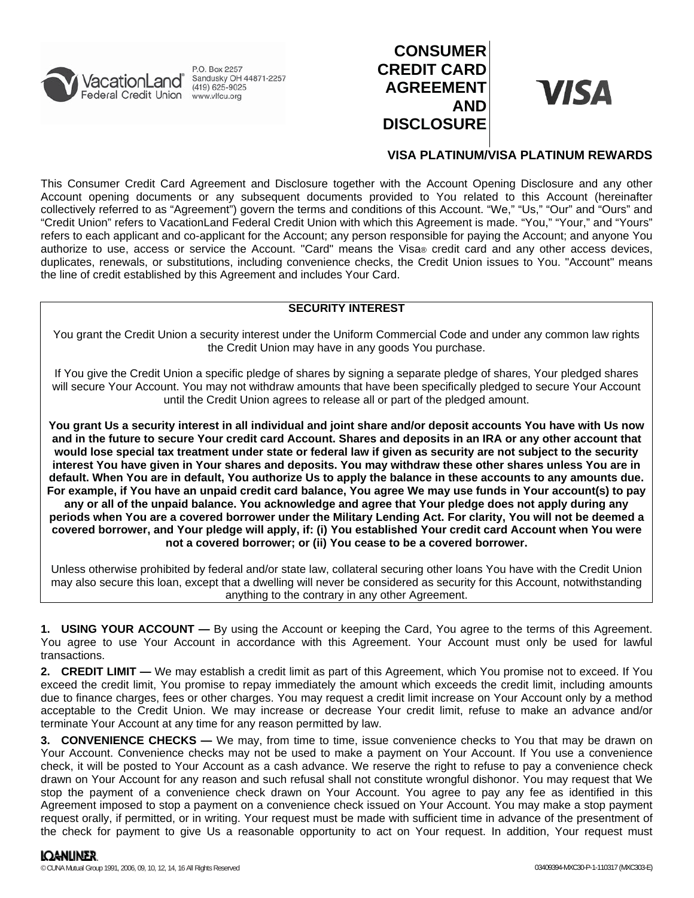VacationLand® Federal Credit Union
P.O. Box 2257
Sandusky OH 44871-2257
(419) 625-9025
www.vlfcu.org

# CONSUMER CREDIT CARD AGREEMENT AND DISCLOSURE

VISA

## VISA PLATINUM/VISA PLATINUM REWARDS

This Consumer Credit Card Agreement and Disclosure together with the Account Opening Disclosure and any other Account opening documents or any subsequent documents provided to You related to this Account (hereinafter collectively referred to as "Agreement") govern the terms and conditions of this Account. "We," "Us," "Our" and "Ours" and "Credit Union" refers to VacationLand Federal Credit Union with which this Agreement is made. "You," "Your," and "Yours" refers to each applicant and co-applicant for the Account; any person responsible for paying the Account; and anyone You authorize to use, access or service the Account. "Card" means the Visa® credit card and any other access devices, duplicates, renewals, or substitutions, including convenience checks, the Credit Union issues to You. "Account" means the line of credit established by this Agreement and includes Your Card.

**SECURITY INTEREST**

You grant the Credit Union a security interest under the Uniform Commercial Code and under any common law rights the Credit Union may have in any goods You purchase.

If You give the Credit Union a specific pledge of shares by signing a separate pledge of shares, Your pledged shares will secure Your Account. You may not withdraw amounts that have been specifically pledged to secure Your Account until the Credit Union agrees to release all or part of the pledged amount.

**You grant Us a security interest in all individual and joint share and/or deposit accounts You have with Us now and in the future to secure Your credit card Account. Shares and deposits in an IRA or any other account that would lose special tax treatment under state or federal law if given as security are not subject to the security interest You have given in Your shares and deposits. You may withdraw these other shares unless You are in default. When You are in default, You authorize Us to apply the balance in these accounts to any amounts due. For example, if You have an unpaid credit card balance, You agree We may use funds in Your account(s) to pay any or all of the unpaid balance. You acknowledge and agree that Your pledge does not apply during any periods when You are a covered borrower under the Military Lending Act. For clarity, You will not be deemed a covered borrower, and Your pledge will apply, if: (i) You established Your credit card Account when You were not a covered borrower; or (ii) You cease to be a covered borrower.**

Unless otherwise prohibited by federal and/or state law, collateral securing other loans You have with the Credit Union may also secure this loan, except that a dwelling will never be considered as security for this Account, notwithstanding anything to the contrary in any other Agreement.

**1. USING YOUR ACCOUNT —** By using the Account or keeping the Card, You agree to the terms of this Agreement. You agree to use Your Account in accordance with this Agreement. Your Account must only be used for lawful transactions.

**2. CREDIT LIMIT —** We may establish a credit limit as part of this Agreement, which You promise not to exceed. If You exceed the credit limit, You promise to repay immediately the amount which exceeds the credit limit, including amounts due to finance charges, fees or other charges. You may request a credit limit increase on Your Account only by a method acceptable to the Credit Union. We may increase or decrease Your credit limit, refuse to make an advance and/or terminate Your Account at any time for any reason permitted by law.

**3. CONVENIENCE CHECKS —** We may, from time to time, issue convenience checks to You that may be drawn on Your Account. Convenience checks may not be used to make a payment on Your Account. If You use a convenience check, it will be posted to Your Account as a cash advance. We reserve the right to refuse to pay a convenience check drawn on Your Account for any reason and such refusal shall not constitute wrongful dishonor. You may request that We stop the payment of a convenience check drawn on Your Account. You agree to pay any fee as identified in this Agreement imposed to stop a payment on a convenience check issued on Your Account. You may make a stop payment request orally, if permitted, or in writing. Your request must be made with sufficient time in advance of the presentment of the check for payment to give Us a reasonable opportunity to act on Your request. In addition, Your request must

LOANLINER®
© CUNA Mutual Group 1991, 2006, 09, 10, 12, 14, 16 All Rights Reserved 03409394-MXC30-P-1-110317 (MXC303-E)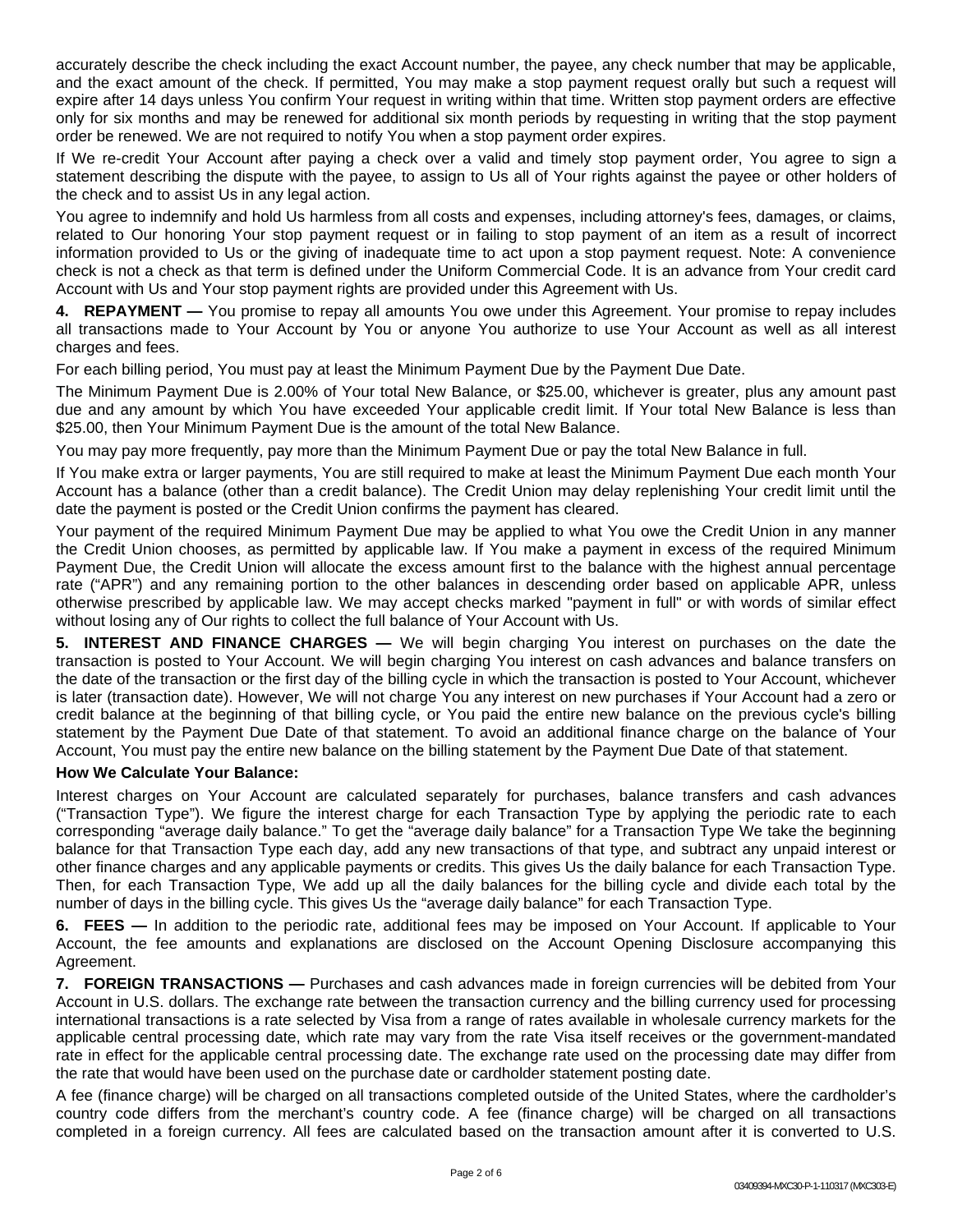accurately describe the check including the exact Account number, the payee, any check number that may be applicable, and the exact amount of the check. If permitted, You may make a stop payment request orally but such a request will expire after 14 days unless You confirm Your request in writing within that time. Written stop payment orders are effective only for six months and may be renewed for additional six month periods by requesting in writing that the stop payment order be renewed. We are not required to notify You when a stop payment order expires.

If We re-credit Your Account after paying a check over a valid and timely stop payment order, You agree to sign a statement describing the dispute with the payee, to assign to Us all of Your rights against the payee or other holders of the check and to assist Us in any legal action.

You agree to indemnify and hold Us harmless from all costs and expenses, including attorney's fees, damages, or claims, related to Our honoring Your stop payment request or in failing to stop payment of an item as a result of incorrect information provided to Us or the giving of inadequate time to act upon a stop payment request. Note: A convenience check is not a check as that term is defined under the Uniform Commercial Code. It is an advance from Your credit card Account with Us and Your stop payment rights are provided under this Agreement with Us.

**4. REPAYMENT —** You promise to repay all amounts You owe under this Agreement. Your promise to repay includes all transactions made to Your Account by You or anyone You authorize to use Your Account as well as all interest charges and fees.

For each billing period, You must pay at least the Minimum Payment Due by the Payment Due Date.

The Minimum Payment Due is 2.00% of Your total New Balance, or $25.00, whichever is greater, plus any amount past due and any amount by which You have exceeded Your applicable credit limit. If Your total New Balance is less than $25.00, then Your Minimum Payment Due is the amount of the total New Balance.

You may pay more frequently, pay more than the Minimum Payment Due or pay the total New Balance in full.

If You make extra or larger payments, You are still required to make at least the Minimum Payment Due each month Your Account has a balance (other than a credit balance). The Credit Union may delay replenishing Your credit limit until the date the payment is posted or the Credit Union confirms the payment has cleared.

Your payment of the required Minimum Payment Due may be applied to what You owe the Credit Union in any manner the Credit Union chooses, as permitted by applicable law. If You make a payment in excess of the required Minimum Payment Due, the Credit Union will allocate the excess amount first to the balance with the highest annual percentage rate ("APR") and any remaining portion to the other balances in descending order based on applicable APR, unless otherwise prescribed by applicable law. We may accept checks marked "payment in full" or with words of similar effect without losing any of Our rights to collect the full balance of Your Account with Us.

**5. INTEREST AND FINANCE CHARGES —** We will begin charging You interest on purchases on the date the transaction is posted to Your Account. We will begin charging You interest on cash advances and balance transfers on the date of the transaction or the first day of the billing cycle in which the transaction is posted to Your Account, whichever is later (transaction date). However, We will not charge You any interest on new purchases if Your Account had a zero or credit balance at the beginning of that billing cycle, or You paid the entire new balance on the previous cycle's billing statement by the Payment Due Date of that statement. To avoid an additional finance charge on the balance of Your Account, You must pay the entire new balance on the billing statement by the Payment Due Date of that statement.

**How We Calculate Your Balance:**

Interest charges on Your Account are calculated separately for purchases, balance transfers and cash advances ("Transaction Type"). We figure the interest charge for each Transaction Type by applying the periodic rate to each corresponding "average daily balance." To get the "average daily balance" for a Transaction Type We take the beginning balance for that Transaction Type each day, add any new transactions of that type, and subtract any unpaid interest or other finance charges and any applicable payments or credits. This gives Us the daily balance for each Transaction Type. Then, for each Transaction Type, We add up all the daily balances for the billing cycle and divide each total by the number of days in the billing cycle. This gives Us the "average daily balance" for each Transaction Type.

**6. FEES —** In addition to the periodic rate, additional fees may be imposed on Your Account. If applicable to Your Account, the fee amounts and explanations are disclosed on the Account Opening Disclosure accompanying this Agreement.

**7. FOREIGN TRANSACTIONS —** Purchases and cash advances made in foreign currencies will be debited from Your Account in U.S. dollars. The exchange rate between the transaction currency and the billing currency used for processing international transactions is a rate selected by Visa from a range of rates available in wholesale currency markets for the applicable central processing date, which rate may vary from the rate Visa itself receives or the government-mandated rate in effect for the applicable central processing date. The exchange rate used on the processing date may differ from the rate that would have been used on the purchase date or cardholder statement posting date.

A fee (finance charge) will be charged on all transactions completed outside of the United States, where the cardholder's country code differs from the merchant's country code. A fee (finance charge) will be charged on all transactions completed in a foreign currency. All fees are calculated based on the transaction amount after it is converted to U.S.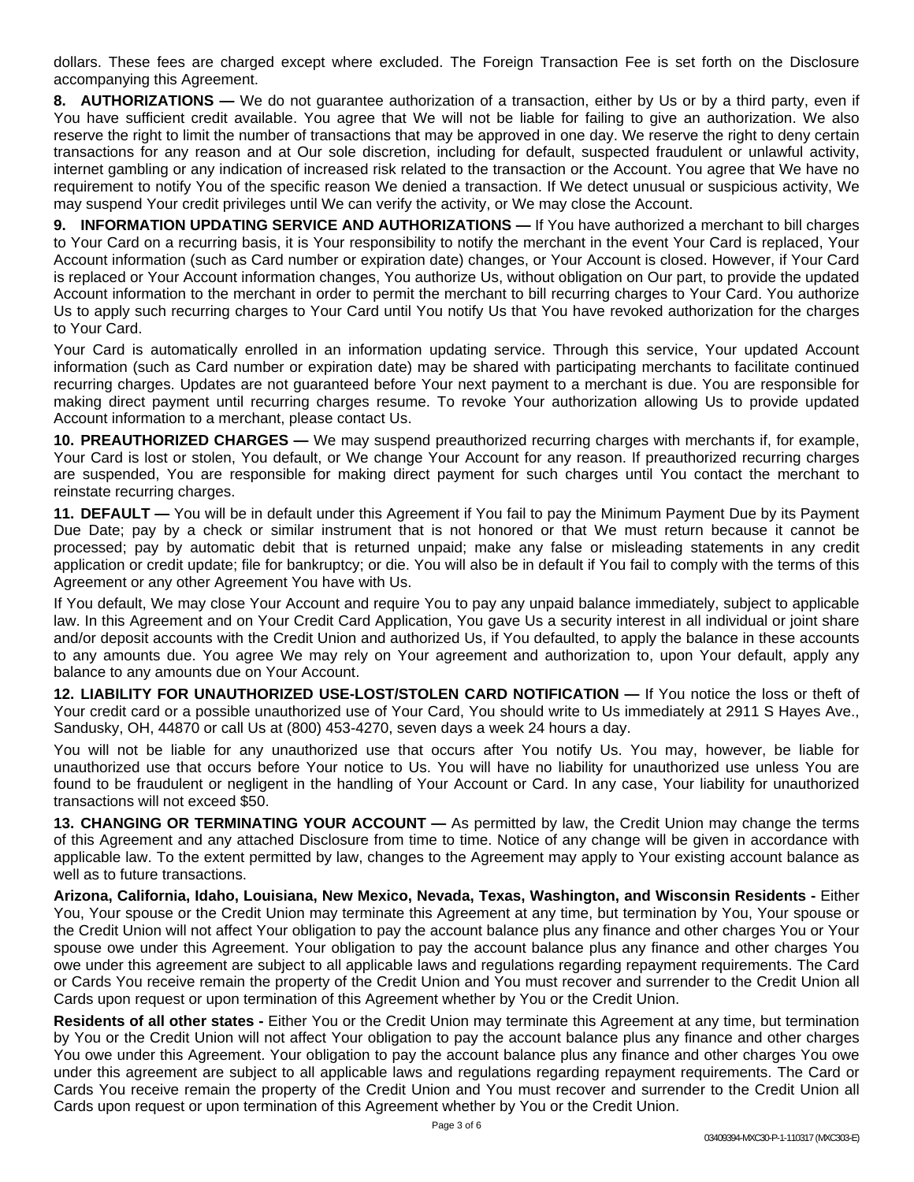dollars. These fees are charged except where excluded. The Foreign Transaction Fee is set forth on the Disclosure accompanying this Agreement.

**8. AUTHORIZATIONS —** We do not guarantee authorization of a transaction, either by Us or by a third party, even if You have sufficient credit available. You agree that We will not be liable for failing to give an authorization. We also reserve the right to limit the number of transactions that may be approved in one day. We reserve the right to deny certain transactions for any reason and at Our sole discretion, including for default, suspected fraudulent or unlawful activity, internet gambling or any indication of increased risk related to the transaction or the Account. You agree that We have no requirement to notify You of the specific reason We denied a transaction. If We detect unusual or suspicious activity, We may suspend Your credit privileges until We can verify the activity, or We may close the Account.

**9. INFORMATION UPDATING SERVICE AND AUTHORIZATIONS —** If You have authorized a merchant to bill charges to Your Card on a recurring basis, it is Your responsibility to notify the merchant in the event Your Card is replaced, Your Account information (such as Card number or expiration date) changes, or Your Account is closed. However, if Your Card is replaced or Your Account information changes, You authorize Us, without obligation on Our part, to provide the updated Account information to the merchant in order to permit the merchant to bill recurring charges to Your Card. You authorize Us to apply such recurring charges to Your Card until You notify Us that You have revoked authorization for the charges to Your Card.

Your Card is automatically enrolled in an information updating service. Through this service, Your updated Account information (such as Card number or expiration date) may be shared with participating merchants to facilitate continued recurring charges. Updates are not guaranteed before Your next payment to a merchant is due. You are responsible for making direct payment until recurring charges resume. To revoke Your authorization allowing Us to provide updated Account information to a merchant, please contact Us.

**10. PREAUTHORIZED CHARGES —** We may suspend preauthorized recurring charges with merchants if, for example, Your Card is lost or stolen, You default, or We change Your Account for any reason. If preauthorized recurring charges are suspended, You are responsible for making direct payment for such charges until You contact the merchant to reinstate recurring charges.

**11. DEFAULT —** You will be in default under this Agreement if You fail to pay the Minimum Payment Due by its Payment Due Date; pay by a check or similar instrument that is not honored or that We must return because it cannot be processed; pay by automatic debit that is returned unpaid; make any false or misleading statements in any credit application or credit update; file for bankruptcy; or die. You will also be in default if You fail to comply with the terms of this Agreement or any other Agreement You have with Us.

If You default, We may close Your Account and require You to pay any unpaid balance immediately, subject to applicable law. In this Agreement and on Your Credit Card Application, You gave Us a security interest in all individual or joint share and/or deposit accounts with the Credit Union and authorized Us, if You defaulted, to apply the balance in these accounts to any amounts due. You agree We may rely on Your agreement and authorization to, upon Your default, apply any balance to any amounts due on Your Account.

**12. LIABILITY FOR UNAUTHORIZED USE-LOST/STOLEN CARD NOTIFICATION —** If You notice the loss or theft of Your credit card or a possible unauthorized use of Your Card, You should write to Us immediately at 2911 S Hayes Ave., Sandusky, OH, 44870 or call Us at (800) 453-4270, seven days a week 24 hours a day.

You will not be liable for any unauthorized use that occurs after You notify Us. You may, however, be liable for unauthorized use that occurs before Your notice to Us. You will have no liability for unauthorized use unless You are found to be fraudulent or negligent in the handling of Your Account or Card. In any case, Your liability for unauthorized transactions will not exceed $50.

**13. CHANGING OR TERMINATING YOUR ACCOUNT —** As permitted by law, the Credit Union may change the terms of this Agreement and any attached Disclosure from time to time. Notice of any change will be given in accordance with applicable law. To the extent permitted by law, changes to the Agreement may apply to Your existing account balance as well as to future transactions.

**Arizona, California, Idaho, Louisiana, New Mexico, Nevada, Texas, Washington, and Wisconsin Residents -** Either You, Your spouse or the Credit Union may terminate this Agreement at any time, but termination by You, Your spouse or the Credit Union will not affect Your obligation to pay the account balance plus any finance and other charges You or Your spouse owe under this Agreement. Your obligation to pay the account balance plus any finance and other charges You owe under this agreement are subject to all applicable laws and regulations regarding repayment requirements. The Card or Cards You receive remain the property of the Credit Union and You must recover and surrender to the Credit Union all Cards upon request or upon termination of this Agreement whether by You or the Credit Union.

**Residents of all other states -** Either You or the Credit Union may terminate this Agreement at any time, but termination by You or the Credit Union will not affect Your obligation to pay the account balance plus any finance and other charges You owe under this Agreement. Your obligation to pay the account balance plus any finance and other charges You owe under this agreement are subject to all applicable laws and regulations regarding repayment requirements. The Card or Cards You receive remain the property of the Credit Union and You must recover and surrender to the Credit Union all Cards upon request or upon termination of this Agreement whether by You or the Credit Union.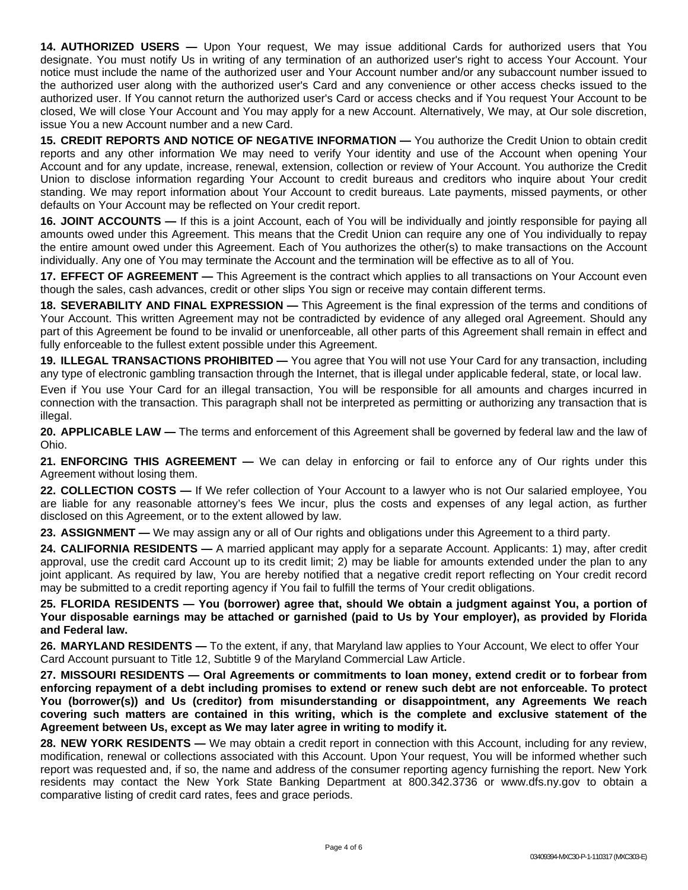**14. AUTHORIZED USERS —** Upon Your request, We may issue additional Cards for authorized users that You designate. You must notify Us in writing of any termination of an authorized user's right to access Your Account. Your notice must include the name of the authorized user and Your Account number and/or any subaccount number issued to the authorized user along with the authorized user's Card and any convenience or other access checks issued to the authorized user. If You cannot return the authorized user's Card or access checks and if You request Your Account to be closed, We will close Your Account and You may apply for a new Account. Alternatively, We may, at Our sole discretion, issue You a new Account number and a new Card.

**15. CREDIT REPORTS AND NOTICE OF NEGATIVE INFORMATION —** You authorize the Credit Union to obtain credit reports and any other information We may need to verify Your identity and use of the Account when opening Your Account and for any update, increase, renewal, extension, collection or review of Your Account. You authorize the Credit Union to disclose information regarding Your Account to credit bureaus and creditors who inquire about Your credit standing. We may report information about Your Account to credit bureaus. Late payments, missed payments, or other defaults on Your Account may be reflected on Your credit report.

**16. JOINT ACCOUNTS —** If this is a joint Account, each of You will be individually and jointly responsible for paying all amounts owed under this Agreement. This means that the Credit Union can require any one of You individually to repay the entire amount owed under this Agreement. Each of You authorizes the other(s) to make transactions on the Account individually. Any one of You may terminate the Account and the termination will be effective as to all of You.

**17. EFFECT OF AGREEMENT —** This Agreement is the contract which applies to all transactions on Your Account even though the sales, cash advances, credit or other slips You sign or receive may contain different terms.

**18. SEVERABILITY AND FINAL EXPRESSION —** This Agreement is the final expression of the terms and conditions of Your Account. This written Agreement may not be contradicted by evidence of any alleged oral Agreement. Should any part of this Agreement be found to be invalid or unenforceable, all other parts of this Agreement shall remain in effect and fully enforceable to the fullest extent possible under this Agreement.

**19. ILLEGAL TRANSACTIONS PROHIBITED —** You agree that You will not use Your Card for any transaction, including any type of electronic gambling transaction through the Internet, that is illegal under applicable federal, state, or local law.

Even if You use Your Card for an illegal transaction, You will be responsible for all amounts and charges incurred in connection with the transaction. This paragraph shall not be interpreted as permitting or authorizing any transaction that is illegal.

**20. APPLICABLE LAW —** The terms and enforcement of this Agreement shall be governed by federal law and the law of Ohio.

**21. ENFORCING THIS AGREEMENT —** We can delay in enforcing or fail to enforce any of Our rights under this Agreement without losing them.

**22. COLLECTION COSTS —** If We refer collection of Your Account to a lawyer who is not Our salaried employee, You are liable for any reasonable attorney's fees We incur, plus the costs and expenses of any legal action, as further disclosed on this Agreement, or to the extent allowed by law.

**23. ASSIGNMENT —** We may assign any or all of Our rights and obligations under this Agreement to a third party.

**24. CALIFORNIA RESIDENTS —** A married applicant may apply for a separate Account. Applicants: 1) may, after credit approval, use the credit card Account up to its credit limit; 2) may be liable for amounts extended under the plan to any joint applicant. As required by law, You are hereby notified that a negative credit report reflecting on Your credit record may be submitted to a credit reporting agency if You fail to fulfill the terms of Your credit obligations.

**25. FLORIDA RESIDENTS — You (borrower) agree that, should We obtain a judgment against You, a portion of Your disposable earnings may be attached or garnished (paid to Us by Your employer), as provided by Florida and Federal law.**

**26. MARYLAND RESIDENTS —** To the extent, if any, that Maryland law applies to Your Account, We elect to offer Your Card Account pursuant to Title 12, Subtitle 9 of the Maryland Commercial Law Article.

**27. MISSOURI RESIDENTS — Oral Agreements or commitments to loan money, extend credit or to forbear from enforcing repayment of a debt including promises to extend or renew such debt are not enforceable. To protect You (borrower(s)) and Us (creditor) from misunderstanding or disappointment, any Agreements We reach covering such matters are contained in this writing, which is the complete and exclusive statement of the Agreement between Us, except as We may later agree in writing to modify it.**

**28. NEW YORK RESIDENTS —** We may obtain a credit report in connection with this Account, including for any review, modification, renewal or collections associated with this Account. Upon Your request, You will be informed whether such report was requested and, if so, the name and address of the consumer reporting agency furnishing the report. New York residents may contact the New York State Banking Department at 800.342.3736 or www.dfs.ny.gov to obtain a comparative listing of credit card rates, fees and grace periods.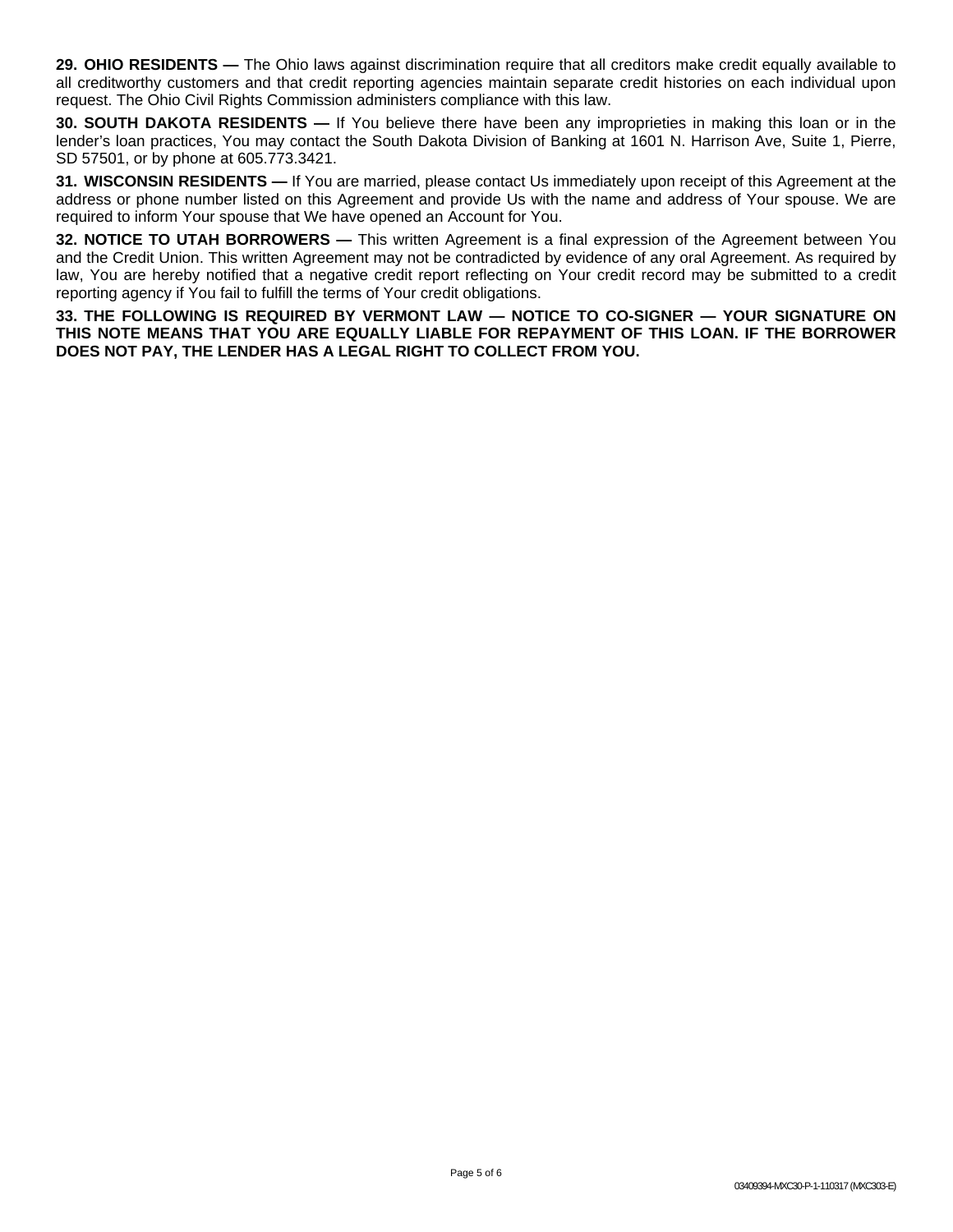**29. OHIO RESIDENTS —** The Ohio laws against discrimination require that all creditors make credit equally available to all creditworthy customers and that credit reporting agencies maintain separate credit histories on each individual upon request. The Ohio Civil Rights Commission administers compliance with this law.

**30. SOUTH DAKOTA RESIDENTS —** If You believe there have been any improprieties in making this loan or in the lender's loan practices, You may contact the South Dakota Division of Banking at 1601 N. Harrison Ave, Suite 1, Pierre, SD 57501, or by phone at 605.773.3421.

**31. WISCONSIN RESIDENTS —** If You are married, please contact Us immediately upon receipt of this Agreement at the address or phone number listed on this Agreement and provide Us with the name and address of Your spouse. We are required to inform Your spouse that We have opened an Account for You.

**32. NOTICE TO UTAH BORROWERS —** This written Agreement is a final expression of the Agreement between You and the Credit Union. This written Agreement may not be contradicted by evidence of any oral Agreement. As required by law, You are hereby notified that a negative credit report reflecting on Your credit record may be submitted to a credit reporting agency if You fail to fulfill the terms of Your credit obligations.

**33. THE FOLLOWING IS REQUIRED BY VERMONT LAW — NOTICE TO CO-SIGNER — YOUR SIGNATURE ON THIS NOTE MEANS THAT YOU ARE EQUALLY LIABLE FOR REPAYMENT OF THIS LOAN. IF THE BORROWER DOES NOT PAY, THE LENDER HAS A LEGAL RIGHT TO COLLECT FROM YOU.**

03409394-MXC30-P-1-110317 (MXC303-E)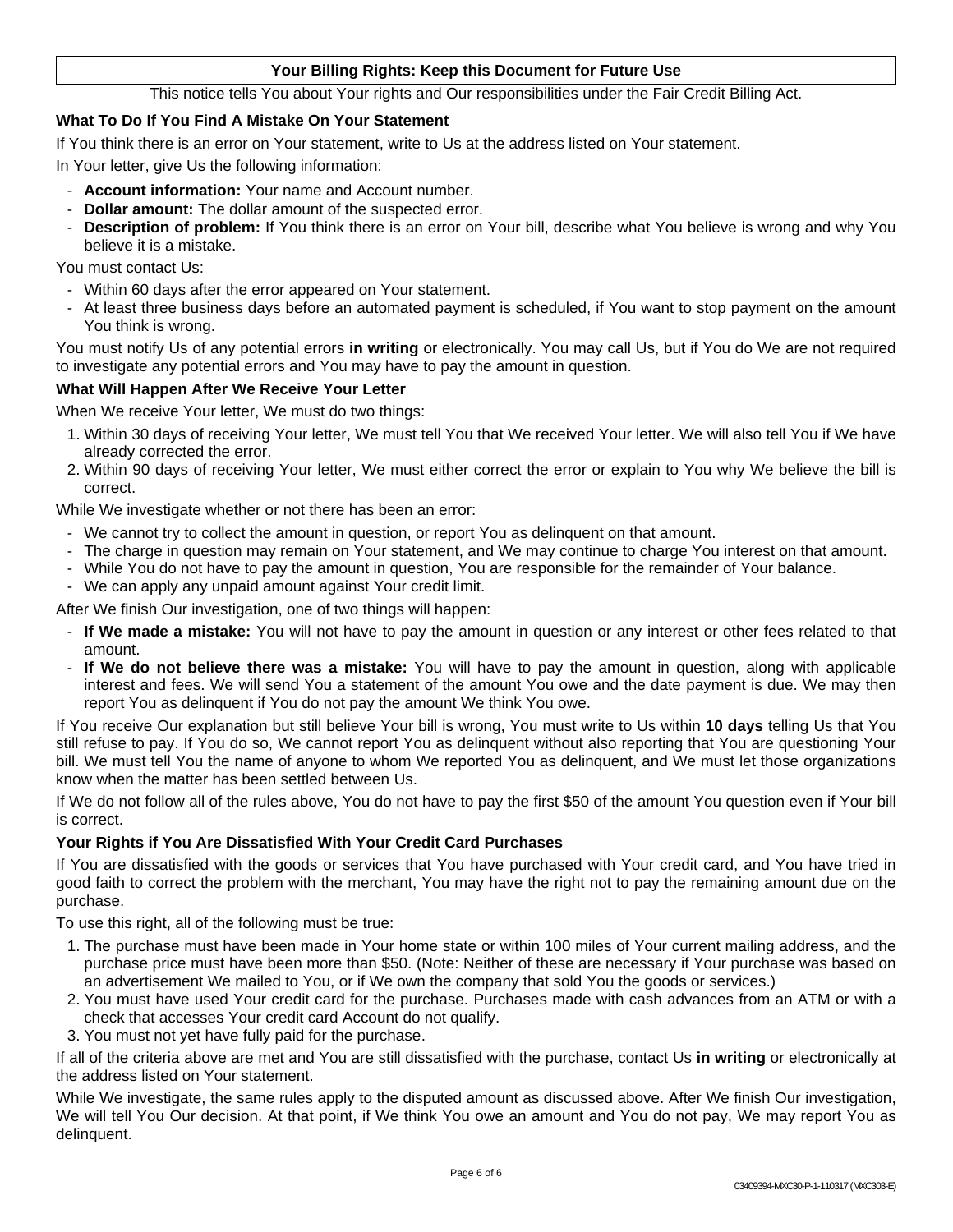## Your Billing Rights: Keep this Document for Future Use

This notice tells You about Your rights and Our responsibilities under the Fair Credit Billing Act.

### What To Do If You Find A Mistake On Your Statement

If You think there is an error on Your statement, write to Us at the address listed on Your statement.

In Your letter, give Us the following information:

- **Account information:** Your name and Account number.
- **Dollar amount:** The dollar amount of the suspected error.
- **Description of problem:** If You think there is an error on Your bill, describe what You believe is wrong and why You believe it is a mistake.

You must contact Us:

- Within 60 days after the error appeared on Your statement.
- At least three business days before an automated payment is scheduled, if You want to stop payment on the amount You think is wrong.

You must notify Us of any potential errors **in writing** or electronically. You may call Us, but if You do We are not required to investigate any potential errors and You may have to pay the amount in question.

### What Will Happen After We Receive Your Letter

When We receive Your letter, We must do two things:

1. Within 30 days of receiving Your letter, We must tell You that We received Your letter. We will also tell You if We have already corrected the error.
2. Within 90 days of receiving Your letter, We must either correct the error or explain to You why We believe the bill is correct.

While We investigate whether or not there has been an error:

- We cannot try to collect the amount in question, or report You as delinquent on that amount.
- The charge in question may remain on Your statement, and We may continue to charge You interest on that amount.
- While You do not have to pay the amount in question, You are responsible for the remainder of Your balance.
- We can apply any unpaid amount against Your credit limit.

After We finish Our investigation, one of two things will happen:

- **If We made a mistake:** You will not have to pay the amount in question or any interest or other fees related to that amount.
- **If We do not believe there was a mistake:** You will have to pay the amount in question, along with applicable interest and fees. We will send You a statement of the amount You owe and the date payment is due. We may then report You as delinquent if You do not pay the amount We think You owe.

If You receive Our explanation but still believe Your bill is wrong, You must write to Us within **10 days** telling Us that You still refuse to pay. If You do so, We cannot report You as delinquent without also reporting that You are questioning Your bill. We must tell You the name of anyone to whom We reported You as delinquent, and We must let those organizations know when the matter has been settled between Us.

If We do not follow all of the rules above, You do not have to pay the first $50 of the amount You question even if Your bill is correct.

### Your Rights if You Are Dissatisfied With Your Credit Card Purchases

If You are dissatisfied with the goods or services that You have purchased with Your credit card, and You have tried in good faith to correct the problem with the merchant, You may have the right not to pay the remaining amount due on the purchase.

To use this right, all of the following must be true:

1. The purchase must have been made in Your home state or within 100 miles of Your current mailing address, and the purchase price must have been more than $50. (Note: Neither of these are necessary if Your purchase was based on an advertisement We mailed to You, or if We own the company that sold You the goods or services.)
2. You must have used Your credit card for the purchase. Purchases made with cash advances from an ATM or with a check that accesses Your credit card Account do not qualify.
3. You must not yet have fully paid for the purchase.

If all of the criteria above are met and You are still dissatisfied with the purchase, contact Us **in writing** or electronically at the address listed on Your statement.

While We investigate, the same rules apply to the disputed amount as discussed above. After We finish Our investigation, We will tell You Our decision. At that point, if We think You owe an amount and You do not pay, We may report You as delinquent.

03409394-MXC30-P-1-110317 (MXC303-E)